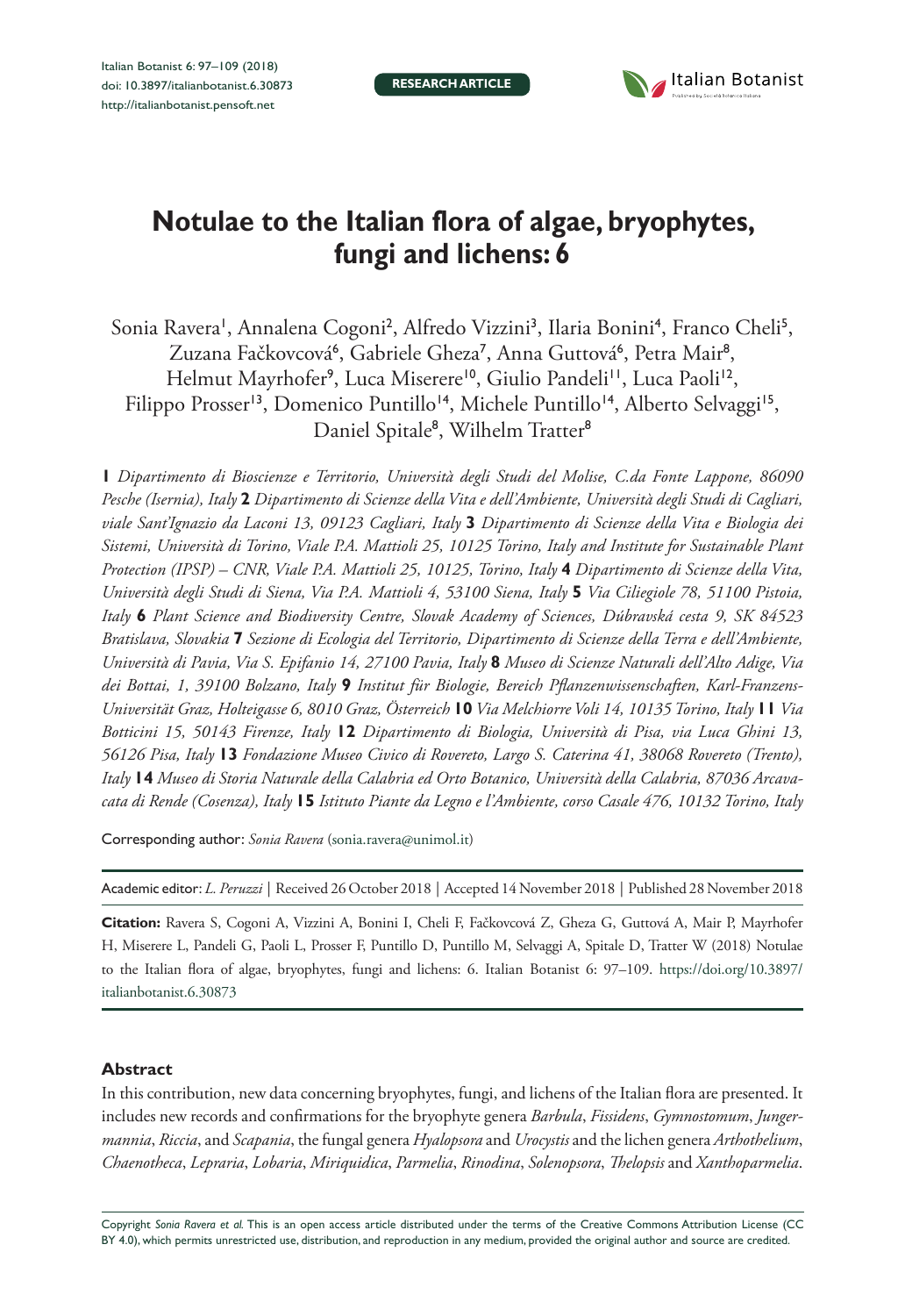# Notulae to the Italian flora of algae, bryophytes, fungi and lichens: 6

Sonia Ravera[1], Annalena Cogoni[2], Alfredo Vizzini[3], Ilaria Bonini[4], Franco Cheli[5], Zuzana Fačkovcová[6], Gabriele Gheza[7], Anna Guttová[6], Petra Mair[8], Helmut Mayrhofer[9], Luca Miserere[10], Giulio Pandeli[11], Luca Paoli[12], Filippo Prosser[13], Domenico Puntillo[14], Michele Puntillo[14], Alberto Selvaggi[15], Daniel Spitale[8], Wilhelm Tratter[8]

**1** *Dipartimento di Bioscienze e Territorio, Università degli Studi del Molise, C.da Fonte Lappone, 86090 Pesche (Isernia), Italy* **2** *Dipartimento di Scienze della Vita e dell'Ambiente, Università degli Studi di Cagliari, viale Sant'Ignazio da Laconi 13, 09123 Cagliari, Italy* **3** *Dipartimento di Scienze della Vita e Biologia dei Sistemi, Università di Torino, Viale P.A. Mattioli 25, 10125 Torino, Italy and Institute for Sustainable Plant Protection (IPSP) – CNR, Viale P.A. Mattioli 25, 10125, Torino, Italy* **4** *Dipartimento di Scienze della Vita, Università degli Studi di Siena, Via P.A. Mattioli 4, 53100 Siena, Italy* **5** *Via Ciliegiole 78, 51100 Pistoia, Italy* **6** *Plant Science and Biodiversity Centre, Slovak Academy of Sciences, Dúbravská cesta 9, SK 84523 Bratislava, Slovakia* **7** *Sezione di Ecologia del Territorio, Dipartimento di Scienze della Terra e dell'Ambiente, Università di Pavia, Via S. Epifanio 14, 27100 Pavia, Italy* **8** *Museo di Scienze Naturali dell'Alto Adige, Via dei Bottai, 1, 39100 Bolzano, Italy* **9** *Institut für Biologie, Bereich Pflanzenwissenschaften, Karl-Franzens-Universität Graz, Holteigasse 6, 8010 Graz, Österreich* **10** *Via Melchiorre Voli 14, 10135 Torino, Italy* **11** *Via Botticini 15, 50143 Firenze, Italy* **12** *Dipartimento di Biologia, Università di Pisa, via Luca Ghini 13, 56126 Pisa, Italy* **13** *Fondazione Museo Civico di Rovereto, Largo S. Caterina 41, 38068 Rovereto (Trento), Italy* **14** *Museo di Storia Naturale della Calabria ed Orto Botanico, Università della Calabria, 87036 Arcavacata di Rende (Cosenza), Italy* **15** *Istituto Piante da Legno e l'Ambiente, corso Casale 476, 10132 Torino, Italy*

Corresponding author: *Sonia Ravera* (sonia.ravera@unimol.it)

Academic editor: *L. Peruzzi* | Received 26 October 2018 | Accepted 14 November 2018 | Published 28 November 2018

**Citation:** Ravera S, Cogoni A, Vizzini A, Bonini I, Cheli F, Fačkovcová Z, Gheza G, Guttová A, Mair P, Mayrhofer H, Miserere L, Pandeli G, Paoli L, Prosser F, Puntillo D, Puntillo M, Selvaggi A, Spitale D, Tratter W (2018) Notulae to the Italian flora of algae, bryophytes, fungi and lichens: 6. Italian Botanist 6: 97–109. https://doi.org/10.3897/italianbotanist.6.30873

## Abstract

In this contribution, new data concerning bryophytes, fungi, and lichens of the Italian flora are presented. It includes new records and confirmations for the bryophyte genera *Barbula*, *Fissidens*, *Gymnostomum*, *Jungermannia*, *Riccia*, and *Scapania*, the fungal genera *Hyalopsora* and *Urocystis* and the lichen genera *Arthothelium*, *Chaenotheca*, *Lepraria*, *Lobaria*, *Miriquidica*, *Parmelia*, *Rinodina*, *Solenopsora*, *Thelopsis* and *Xanthoparmelia*.

Copyright *Sonia Ravera et al.* This is an open access article distributed under the terms of the Creative Commons Attribution License (CC BY 4.0), which permits unrestricted use, distribution, and reproduction in any medium, provided the original author and source are credited.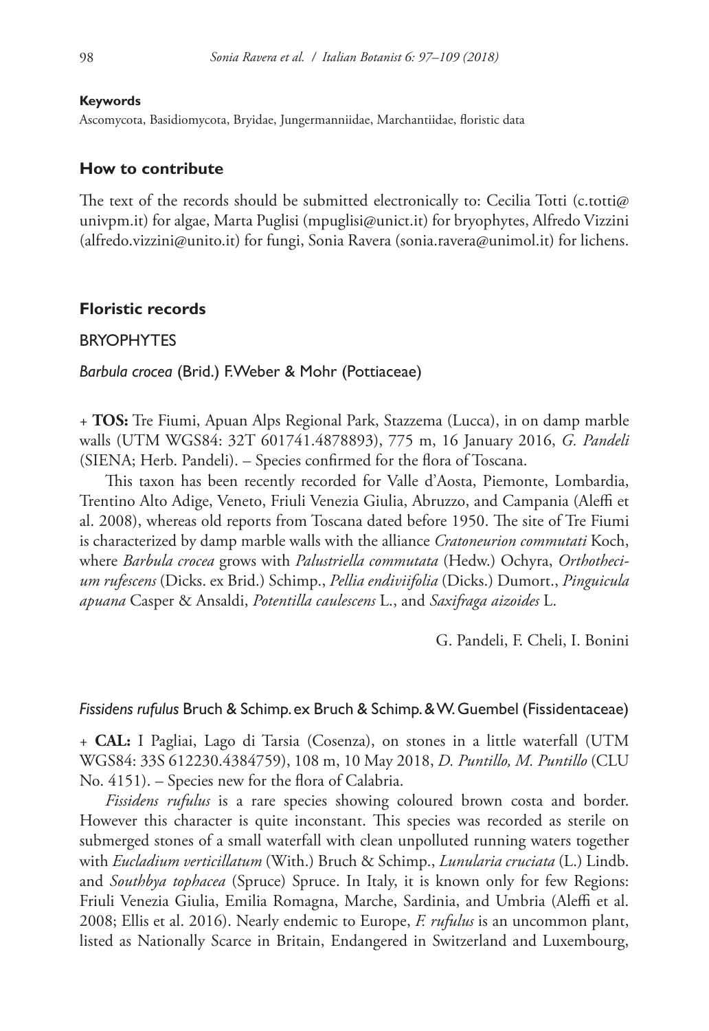**Keywords**

Ascomycota, Basidiomycota, Bryidae, Jungermanniidae, Marchantiidae, floristic data

## How to contribute

The text of the records should be submitted electronically to: Cecilia Totti (c.totti@univpm.it) for algae, Marta Puglisi (mpuglisi@unict.it) for bryophytes, Alfredo Vizzini (alfredo.vizzini@unito.it) for fungi, Sonia Ravera (sonia.ravera@unimol.it) for lichens.

## Floristic records

BRYOPHYTES

*Barbula crocea* (Brid.) F.Weber & Mohr (Pottiaceae)

+ **TOS:** Tre Fiumi, Apuan Alps Regional Park, Stazzema (Lucca), in on damp marble walls (UTM WGS84: 32T 601741.4878893), 775 m, 16 January 2016, *G. Pandeli* (SIENA; Herb. Pandeli). – Species confirmed for the flora of Toscana.

This taxon has been recently recorded for Valle d'Aosta, Piemonte, Lombardia, Trentino Alto Adige, Veneto, Friuli Venezia Giulia, Abruzzo, and Campania (Aleffi et al. 2008), whereas old reports from Toscana dated before 1950. The site of Tre Fiumi is characterized by damp marble walls with the alliance *Cratoneurion commutati* Koch, where *Barbula crocea* grows with *Palustriella commutata* (Hedw.) Ochyra, *Orthothecium rufescens* (Dicks. ex Brid.) Schimp., *Pellia endiviifolia* (Dicks.) Dumort., *Pinguicula apuana* Casper & Ansaldi, *Potentilla caulescens* L., and *Saxifraga aizoides* L.

G. Pandeli, F. Cheli, I. Bonini

*Fissidens rufulus* Bruch & Schimp. ex Bruch & Schimp. & W. Guembel (Fissidentaceae)

+ **CAL:** I Pagliai, Lago di Tarsia (Cosenza), on stones in a little waterfall (UTM WGS84: 33S 612230.4384759), 108 m, 10 May 2018, *D. Puntillo, M. Puntillo* (CLU No. 4151). – Species new for the flora of Calabria.

*Fissidens rufulus* is a rare species showing coloured brown costa and border. However this character is quite inconstant. This species was recorded as sterile on submerged stones of a small waterfall with clean unpolluted running waters together with *Eucladium verticillatum* (With.) Bruch & Schimp., *Lunularia cruciata* (L.) Lindb. and *Southbya tophacea* (Spruce) Spruce. In Italy, it is known only for few Regions: Friuli Venezia Giulia, Emilia Romagna, Marche, Sardinia, and Umbria (Aleffi et al. 2008; Ellis et al. 2016). Nearly endemic to Europe, *F. rufulus* is an uncommon plant, listed as Nationally Scarce in Britain, Endangered in Switzerland and Luxembourg,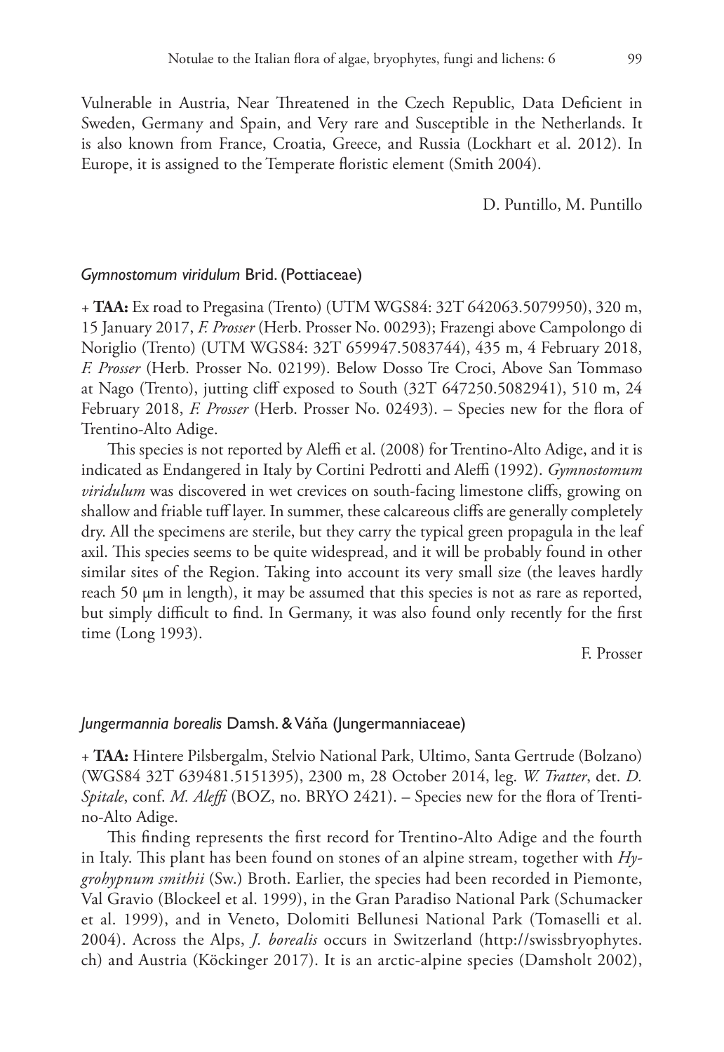Vulnerable in Austria, Near Threatened in the Czech Republic, Data Deficient in Sweden, Germany and Spain, and Very rare and Susceptible in the Netherlands. It is also known from France, Croatia, Greece, and Russia (Lockhart et al. 2012). In Europe, it is assigned to the Temperate floristic element (Smith 2004).

D. Puntillo, M. Puntillo

#### *Gymnostomum viridulum* Brid. (Pottiaceae)

+ **TAA:** Ex road to Pregasina (Trento) (UTM WGS84: 32T 642063.5079950), 320 m, 15 January 2017, *F. Prosser* (Herb. Prosser No. 00293); Frazengi above Campolongo di Noriglio (Trento) (UTM WGS84: 32T 659947.5083744), 435 m, 4 February 2018, *F. Prosser* (Herb. Prosser No. 02199). Below Dosso Tre Croci, Above San Tommaso at Nago (Trento), jutting cliff exposed to South (32T 647250.5082941), 510 m, 24 February 2018, *F. Prosser* (Herb. Prosser No. 02493). – Species new for the flora of Trentino-Alto Adige.

This species is not reported by Aleffi et al. (2008) for Trentino-Alto Adige, and it is indicated as Endangered in Italy by Cortini Pedrotti and Aleffi (1992). *Gymnostomum viridulum* was discovered in wet crevices on south-facing limestone cliffs, growing on shallow and friable tuff layer. In summer, these calcareous cliffs are generally completely dry. All the specimens are sterile, but they carry the typical green propagula in the leaf axil. This species seems to be quite widespread, and it will be probably found in other similar sites of the Region. Taking into account its very small size (the leaves hardly reach 50 μm in length), it may be assumed that this species is not as rare as reported, but simply difficult to find. In Germany, it was also found only recently for the first time (Long 1993).

F. Prosser

#### *Jungermannia borealis* Damsh. & Váňa (Jungermanniaceae)

+ **TAA:** Hintere Pilsbergalm, Stelvio National Park, Ultimo, Santa Gertrude (Bolzano) (WGS84 32T 639481.5151395), 2300 m, 28 October 2014, leg. *W. Tratter*, det. *D. Spitale*, conf. *M. Aleffi* (BOZ, no. BRYO 2421). – Species new for the flora of Trentino-Alto Adige.

This finding represents the first record for Trentino-Alto Adige and the fourth in Italy. This plant has been found on stones of an alpine stream, together with *Hygrohypnum smithii* (Sw.) Broth. Earlier, the species had been recorded in Piemonte, Val Gravio (Blockeel et al. 1999), in the Gran Paradiso National Park (Schumacker et al. 1999), and in Veneto, Dolomiti Bellunesi National Park (Tomaselli et al. 2004). Across the Alps, *J. borealis* occurs in Switzerland (http://swissbryophytes.ch) and Austria (Köckinger 2017). It is an arctic-alpine species (Damsholt 2002),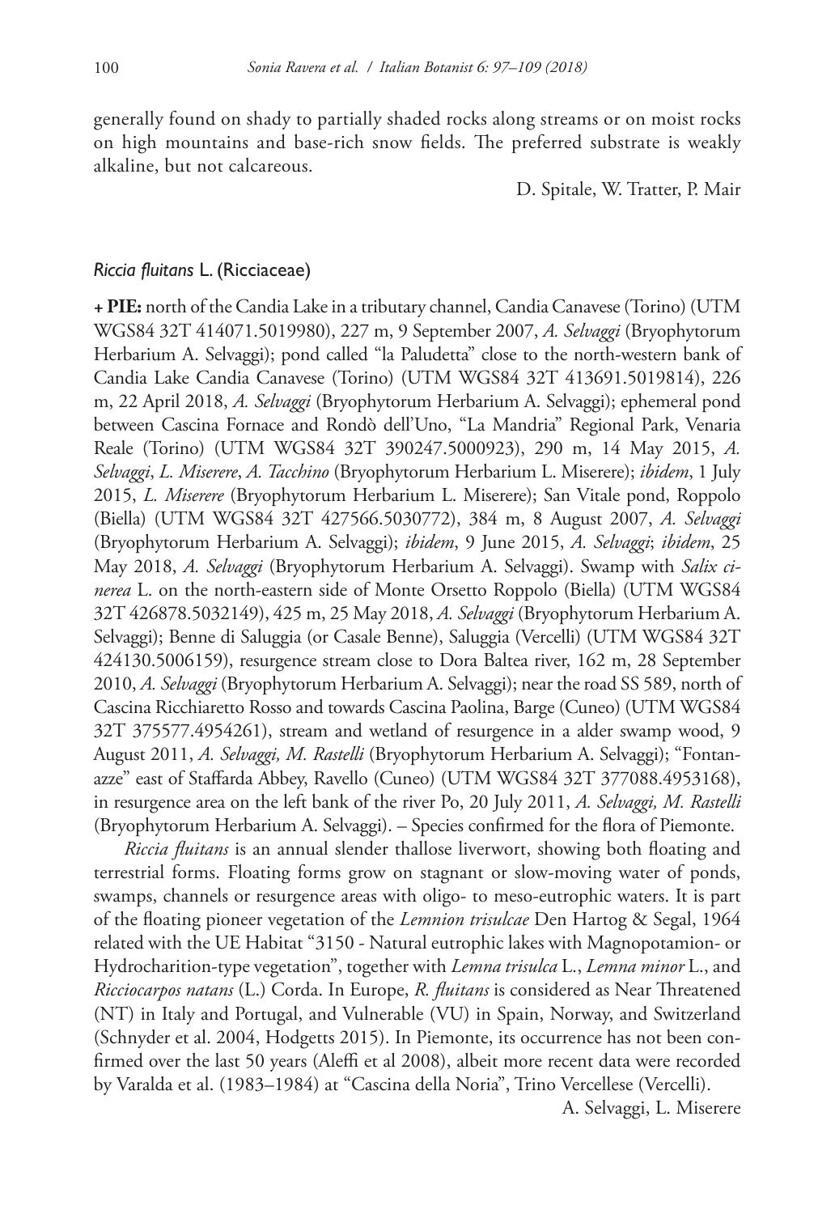generally found on shady to partially shaded rocks along streams or on moist rocks on high mountains and base-rich snow fields. The preferred substrate is weakly alkaline, but not calcareous.

D. Spitale, W. Tratter, P. Mair

### *Riccia fluitans* L. (Ricciaceae)

**+ PIE:** north of the Candia Lake in a tributary channel, Candia Canavese (Torino) (UTM WGS84 32T 414071.5019980), 227 m, 9 September 2007, *A. Selvaggi* (Bryophytorum Herbarium A. Selvaggi); pond called "la Paludetta" close to the north-western bank of Candia Lake Candia Canavese (Torino) (UTM WGS84 32T 413691.5019814), 226 m, 22 April 2018, *A. Selvaggi* (Bryophytorum Herbarium A. Selvaggi); ephemeral pond between Cascina Fornace and Rondò dell'Uno, "La Mandria" Regional Park, Venaria Reale (Torino) (UTM WGS84 32T 390247.5000923), 290 m, 14 May 2015, *A. Selvaggi*, *L. Miserere*, *A. Tacchino* (Bryophytorum Herbarium L. Miserere); *ibidem*, 1 July 2015, *L. Miserere* (Bryophytorum Herbarium L. Miserere); San Vitale pond, Roppolo (Biella) (UTM WGS84 32T 427566.5030772), 384 m, 8 August 2007, *A. Selvaggi* (Bryophytorum Herbarium A. Selvaggi); *ibidem*, 9 June 2015, *A. Selvaggi*; *ibidem*, 25 May 2018, *A. Selvaggi* (Bryophytorum Herbarium A. Selvaggi). Swamp with *Salix cinerea* L. on the north-eastern side of Monte Orsetto Roppolo (Biella) (UTM WGS84 32T 426878.5032149), 425 m, 25 May 2018, *A. Selvaggi* (Bryophytorum Herbarium A. Selvaggi); Benne di Saluggia (or Casale Benne), Saluggia (Vercelli) (UTM WGS84 32T 424130.5006159), resurgence stream close to Dora Baltea river, 162 m, 28 September 2010, *A. Selvaggi* (Bryophytorum Herbarium A. Selvaggi); near the road SS 589, north of Cascina Ricchiaretto Rosso and towards Cascina Paolina, Barge (Cuneo) (UTM WGS84 32T 375577.4954261), stream and wetland of resurgence in a alder swamp wood, 9 August 2011, *A. Selvaggi, M. Rastelli* (Bryophytorum Herbarium A. Selvaggi); "Fontanazze" east of Staffarda Abbey, Ravello (Cuneo) (UTM WGS84 32T 377088.4953168), in resurgence area on the left bank of the river Po, 20 July 2011, *A. Selvaggi, M. Rastelli* (Bryophytorum Herbarium A. Selvaggi). – Species confirmed for the flora of Piemonte.

*Riccia fluitans* is an annual slender thallose liverwort, showing both floating and terrestrial forms. Floating forms grow on stagnant or slow-moving water of ponds, swamps, channels or resurgence areas with oligo- to meso-eutrophic waters. It is part of the floating pioneer vegetation of the *Lemnion trisulcae* Den Hartog & Segal, 1964 related with the UE Habitat "3150 - Natural eutrophic lakes with Magnopotamion- or Hydrocharition-type vegetation", together with *Lemna trisulca* L., *Lemna minor* L., and *Ricciocarpos natans* (L.) Corda. In Europe, *R. fluitans* is considered as Near Threatened (NT) in Italy and Portugal, and Vulnerable (VU) in Spain, Norway, and Switzerland (Schnyder et al. 2004, Hodgetts 2015). In Piemonte, its occurrence has not been confirmed over the last 50 years (Aleffi et al 2008), albeit more recent data were recorded by Varalda et al. (1983–1984) at "Cascina della Noria", Trino Vercellese (Vercelli).

A. Selvaggi, L. Miserere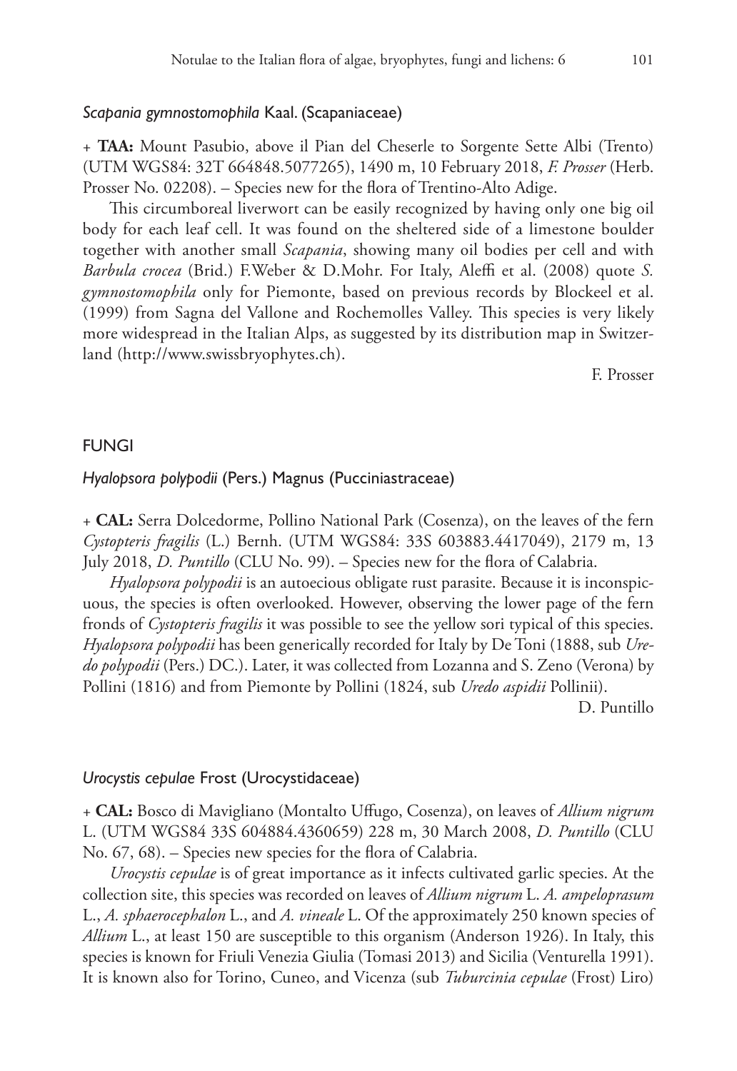### *Scapania gymnostomophila* Kaal. (Scapaniaceae)

\+ **TAA:** Mount Pasubio, above il Pian del Cheserle to Sorgente Sette Albi (Trento) (UTM WGS84: 32T 664848.5077265), 1490 m, 10 February 2018, *F. Prosser* (Herb. Prosser No. 02208). – Species new for the flora of Trentino-Alto Adige.

This circumboreal liverwort can be easily recognized by having only one big oil body for each leaf cell. It was found on the sheltered side of a limestone boulder together with another small *Scapania*, showing many oil bodies per cell and with *Barbula crocea* (Brid.) F.Weber & D.Mohr. For Italy, Aleffi et al. (2008) quote *S. gymnostomophila* only for Piemonte, based on previous records by Blockeel et al. (1999) from Sagna del Vallone and Rochemolles Valley. This species is very likely more widespread in the Italian Alps, as suggested by its distribution map in Switzerland (http://www.swissbryophytes.ch).

F. Prosser

## FUNGI

### *Hyalopsora polypodii* (Pers.) Magnus (Pucciniastraceae)

\+ **CAL:** Serra Dolcedorme, Pollino National Park (Cosenza), on the leaves of the fern *Cystopteris fragilis* (L.) Bernh. (UTM WGS84: 33S 603883.4417049), 2179 m, 13 July 2018, *D. Puntillo* (CLU No. 99). – Species new for the flora of Calabria.

*Hyalopsora polypodii* is an autoecious obligate rust parasite. Because it is inconspicuous, the species is often overlooked. However, observing the lower page of the fern fronds of *Cystopteris fragilis* it was possible to see the yellow sori typical of this species. *Hyalopsora polypodii* has been generically recorded for Italy by De Toni (1888, sub *Uredo polypodii* (Pers.) DC.). Later, it was collected from Lozanna and S. Zeno (Verona) by Pollini (1816) and from Piemonte by Pollini (1824, sub *Uredo aspidii* Pollinii).

D. Puntillo

### *Urocystis cepulae* Frost (Urocystidaceae)

\+ **CAL:** Bosco di Mavigliano (Montalto Uffugo, Cosenza), on leaves of *Allium nigrum* L. (UTM WGS84 33S 604884.4360659) 228 m, 30 March 2008, *D. Puntillo* (CLU No. 67, 68). – Species new species for the flora of Calabria.

*Urocystis cepulae* is of great importance as it infects cultivated garlic species. At the collection site, this species was recorded on leaves of *Allium nigrum* L. *A. ampeloprasum* L., *A. sphaerocephalon* L., and *A. vineale* L. Of the approximately 250 known species of *Allium* L., at least 150 are susceptible to this organism (Anderson 1926). In Italy, this species is known for Friuli Venezia Giulia (Tomasi 2013) and Sicilia (Venturella 1991). It is known also for Torino, Cuneo, and Vicenza (sub *Tuburcinia cepulae* (Frost) Liro)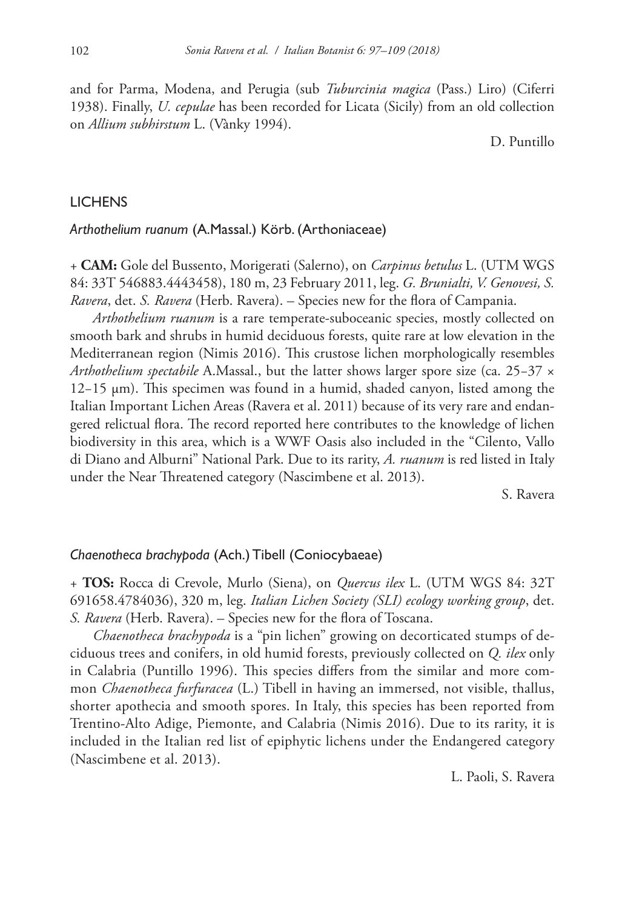and for Parma, Modena, and Perugia (sub *Tuburcinia magica* (Pass.) Liro) (Ciferri 1938). Finally, *U. cepulae* has been recorded for Licata (Sicily) from an old collection on *Allium subhirstum* L. (Vànky 1994).

D. Puntillo

## LICHENS

### *Arthothelium ruanum* (A.Massal.) Körb. (Arthoniaceae)

+ **CAM:** Gole del Bussento, Morigerati (Salerno), on *Carpinus betulus* L. (UTM WGS 84: 33T 546883.4443458), 180 m, 23 February 2011, leg. *G. Brunialti, V. Genovesi, S. Ravera*, det. *S. Ravera* (Herb. Ravera). – Species new for the flora of Campania.

*Arthothelium ruanum* is a rare temperate-suboceanic species, mostly collected on smooth bark and shrubs in humid deciduous forests, quite rare at low elevation in the Mediterranean region (Nimis 2016). This crustose lichen morphologically resembles *Arthothelium spectabile* A.Massal., but the latter shows larger spore size (ca. 25–37 × 12–15 μm). This specimen was found in a humid, shaded canyon, listed among the Italian Important Lichen Areas (Ravera et al. 2011) because of its very rare and endangered relictual flora. The record reported here contributes to the knowledge of lichen biodiversity in this area, which is a WWF Oasis also included in the "Cilento, Vallo di Diano and Alburni" National Park. Due to its rarity, *A. ruanum* is red listed in Italy under the Near Threatened category (Nascimbene et al. 2013).

S. Ravera

### *Chaenotheca brachypoda* (Ach.) Tibell (Coniocybaeae)

+ **TOS:** Rocca di Crevole, Murlo (Siena), on *Quercus ilex* L. (UTM WGS 84: 32T 691658.4784036), 320 m, leg. *Italian Lichen Society (SLI) ecology working group*, det. *S. Ravera* (Herb. Ravera). – Species new for the flora of Toscana.

*Chaenotheca brachypoda* is a "pin lichen" growing on decorticated stumps of deciduous trees and conifers, in old humid forests, previously collected on *Q. ilex* only in Calabria (Puntillo 1996). This species differs from the similar and more common *Chaenotheca furfuracea* (L.) Tibell in having an immersed, not visible, thallus, shorter apothecia and smooth spores. In Italy, this species has been reported from Trentino-Alto Adige, Piemonte, and Calabria (Nimis 2016). Due to its rarity, it is included in the Italian red list of epiphytic lichens under the Endangered category (Nascimbene et al. 2013).

L. Paoli, S. Ravera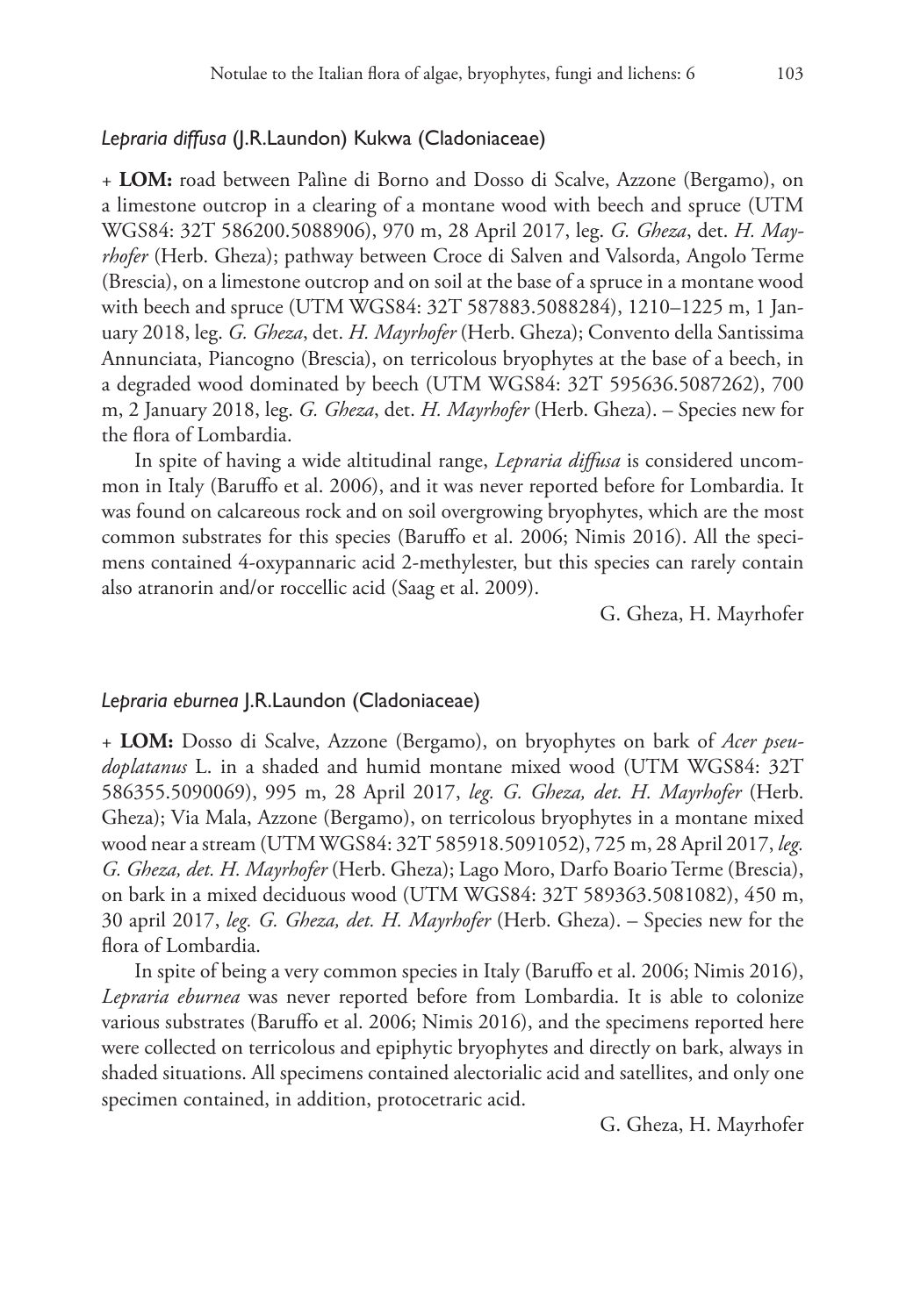### *Lepraria diffusa* (J.R.Laundon) Kukwa (Cladoniaceae)

+ **LOM:** road between Palìne di Borno and Dosso di Scalve, Azzone (Bergamo), on a limestone outcrop in a clearing of a montane wood with beech and spruce (UTM WGS84: 32T 586200.5088906), 970 m, 28 April 2017, leg. *G. Gheza*, det. *H. Mayrhofer* (Herb. Gheza); pathway between Croce di Salven and Valsorda, Angolo Terme (Brescia), on a limestone outcrop and on soil at the base of a spruce in a montane wood with beech and spruce (UTM WGS84: 32T 587883.5088284), 1210–1225 m, 1 January 2018, leg. *G. Gheza*, det. *H. Mayrhofer* (Herb. Gheza); Convento della Santissima Annunciata, Piancogno (Brescia), on terricolous bryophytes at the base of a beech, in a degraded wood dominated by beech (UTM WGS84: 32T 595636.5087262), 700 m, 2 January 2018, leg. *G. Gheza*, det. *H. Mayrhofer* (Herb. Gheza). – Species new for the flora of Lombardia.

In spite of having a wide altitudinal range, *Lepraria diffusa* is considered uncommon in Italy (Baruffo et al. 2006), and it was never reported before for Lombardia. It was found on calcareous rock and on soil overgrowing bryophytes, which are the most common substrates for this species (Baruffo et al. 2006; Nimis 2016). All the specimens contained 4-oxypannaric acid 2-methylester, but this species can rarely contain also atranorin and/or roccellic acid (Saag et al. 2009).

G. Gheza, H. Mayrhofer

### *Lepraria eburnea* J.R.Laundon (Cladoniaceae)

+ **LOM:** Dosso di Scalve, Azzone (Bergamo), on bryophytes on bark of *Acer pseudoplatanus* L. in a shaded and humid montane mixed wood (UTM WGS84: 32T 586355.5090069), 995 m, 28 April 2017, *leg. G. Gheza, det. H. Mayrhofer* (Herb. Gheza); Via Mala, Azzone (Bergamo), on terricolous bryophytes in a montane mixed wood near a stream (UTM WGS84: 32T 585918.5091052), 725 m, 28 April 2017, *leg. G. Gheza, det. H. Mayrhofer* (Herb. Gheza); Lago Moro, Darfo Boario Terme (Brescia), on bark in a mixed deciduous wood (UTM WGS84: 32T 589363.5081082), 450 m, 30 april 2017, *leg. G. Gheza, det. H. Mayrhofer* (Herb. Gheza). – Species new for the flora of Lombardia.

In spite of being a very common species in Italy (Baruffo et al. 2006; Nimis 2016), *Lepraria eburnea* was never reported before from Lombardia. It is able to colonize various substrates (Baruffo et al. 2006; Nimis 2016), and the specimens reported here were collected on terricolous and epiphytic bryophytes and directly on bark, always in shaded situations. All specimens contained alectorialic acid and satellites, and only one specimen contained, in addition, protocetraric acid.

G. Gheza, H. Mayrhofer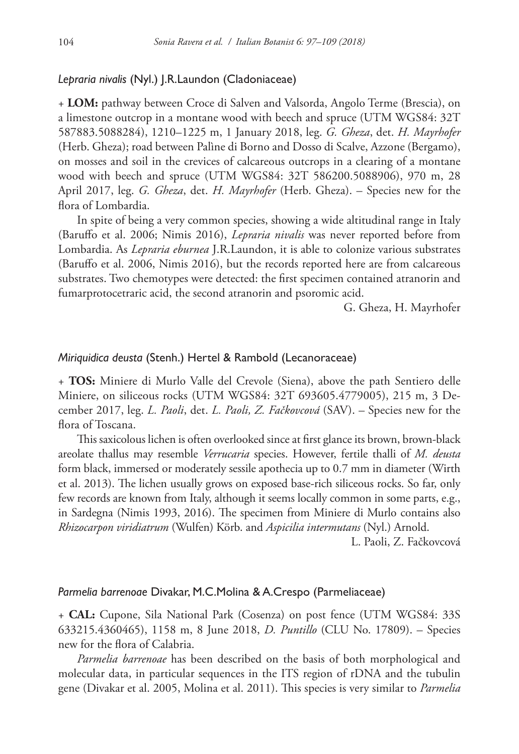### *Lepraria nivalis* (Nyl.) J.R.Laundon (Cladoniaceae)

+ **LOM:** pathway between Croce di Salven and Valsorda, Angolo Terme (Brescia), on a limestone outcrop in a montane wood with beech and spruce (UTM WGS84: 32T 587883.5088284), 1210–1225 m, 1 January 2018, leg. *G. Gheza*, det. *H. Mayrhofer* (Herb. Gheza); road between Palìne di Borno and Dosso di Scalve, Azzone (Bergamo), on mosses and soil in the crevices of calcareous outcrops in a clearing of a montane wood with beech and spruce (UTM WGS84: 32T 586200.5088906), 970 m, 28 April 2017, leg. *G. Gheza*, det. *H. Mayrhofer* (Herb. Gheza). – Species new for the flora of Lombardia.

In spite of being a very common species, showing a wide altitudinal range in Italy (Baruffo et al. 2006; Nimis 2016), *Lepraria nivalis* was never reported before from Lombardia. As *Lepraria eburnea* J.R.Laundon, it is able to colonize various substrates (Baruffo et al. 2006, Nimis 2016), but the records reported here are from calcareous substrates. Two chemotypes were detected: the first specimen contained atranorin and fumarprotocetraric acid, the second atranorin and psoromic acid.

G. Gheza, H. Mayrhofer

### *Miriquidica deusta* (Stenh.) Hertel & Rambold (Lecanoraceae)

+ **TOS:** Miniere di Murlo Valle del Crevole (Siena), above the path Sentiero delle Miniere, on siliceous rocks (UTM WGS84: 32T 693605.4779005), 215 m, 3 December 2017, leg. *L. Paoli*, det. *L. Paoli, Z. Fačkovcová* (SAV). – Species new for the flora of Toscana.

This saxicolous lichen is often overlooked since at first glance its brown, brown-black areolate thallus may resemble *Verrucaria* species. However, fertile thalli of *M. deusta* form black, immersed or moderately sessile apothecia up to 0.7 mm in diameter (Wirth et al. 2013). The lichen usually grows on exposed base-rich siliceous rocks. So far, only few records are known from Italy, although it seems locally common in some parts, e.g., in Sardegna (Nimis 1993, 2016). The specimen from Miniere di Murlo contains also *Rhizocarpon viridiatrum* (Wulfen) Körb. and *Aspicilia intermutans* (Nyl.) Arnold.

L. Paoli, Z. Fačkovcová

### *Parmelia barrenoae* Divakar, M.C.Molina & A.Crespo (Parmeliaceae)

+ **CAL:** Cupone, Sila National Park (Cosenza) on post fence (UTM WGS84: 33S 633215.4360465), 1158 m, 8 June 2018, *D. Puntillo* (CLU No. 17809). – Species new for the flora of Calabria.

*Parmelia barrenoae* has been described on the basis of both morphological and molecular data, in particular sequences in the ITS region of rDNA and the tubulin gene (Divakar et al. 2005, Molina et al. 2011). This species is very similar to *Parmelia*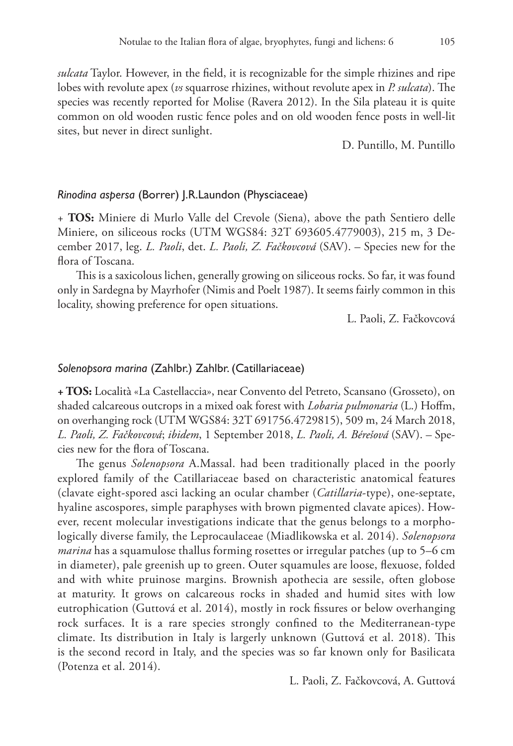*sulcata* Taylor. However, in the field, it is recognizable for the simple rhizines and ripe lobes with revolute apex (*vs* squarrose rhizines, without revolute apex in *P. sulcata*). The species was recently reported for Molise (Ravera 2012). In the Sila plateau it is quite common on old wooden rustic fence poles and on old wooden fence posts in well-lit sites, but never in direct sunlight.

D. Puntillo, M. Puntillo

### *Rinodina aspersa* (Borrer) J.R.Laundon (Physciaceae)

+ **TOS:** Miniere di Murlo Valle del Crevole (Siena), above the path Sentiero delle Miniere, on siliceous rocks (UTM WGS84: 32T 693605.4779003), 215 m, 3 December 2017, leg. *L. Paoli*, det. *L. Paoli, Z. Fačkovcová* (SAV). – Species new for the flora of Toscana.

This is a saxicolous lichen, generally growing on siliceous rocks. So far, it was found only in Sardegna by Mayrhofer (Nimis and Poelt 1987). It seems fairly common in this locality, showing preference for open situations.

L. Paoli, Z. Fačkovcová

### *Solenopsora marina* (Zahlbr.) Zahlbr. (Catillariaceae)

**+ TOS:** Località «La Castellaccia», near Convento del Petreto, Scansano (Grosseto), on shaded calcareous outcrops in a mixed oak forest with *Lobaria pulmonaria* (L.) Hoffm, on overhanging rock (UTM WGS84: 32T 691756.4729815), 509 m, 24 March 2018, *L. Paoli, Z. Fačkovcová*; *ibidem*, 1 September 2018, *L. Paoli, A. Bérešová* (SAV). – Species new for the flora of Toscana.

The genus *Solenopsora* A.Massal. had been traditionally placed in the poorly explored family of the Catillariaceae based on characteristic anatomical features (clavate eight-spored asci lacking an ocular chamber (*Catillaria*-type), one-septate, hyaline ascospores, simple paraphyses with brown pigmented clavate apices). However, recent molecular investigations indicate that the genus belongs to a morphologically diverse family, the Leprocaulaceae (Miadlikowska et al. 2014). *Solenopsora marina* has a squamulose thallus forming rosettes or irregular patches (up to 5–6 cm in diameter), pale greenish up to green. Outer squamules are loose, flexuose, folded and with white pruinose margins. Brownish apothecia are sessile, often globose at maturity. It grows on calcareous rocks in shaded and humid sites with low eutrophication (Guttová et al. 2014), mostly in rock fissures or below overhanging rock surfaces. It is a rare species strongly confined to the Mediterranean-type climate. Its distribution in Italy is largerly unknown (Guttová et al. 2018). This is the second record in Italy, and the species was so far known only for Basilicata (Potenza et al. 2014).

L. Paoli, Z. Fačkovcová, A. Guttová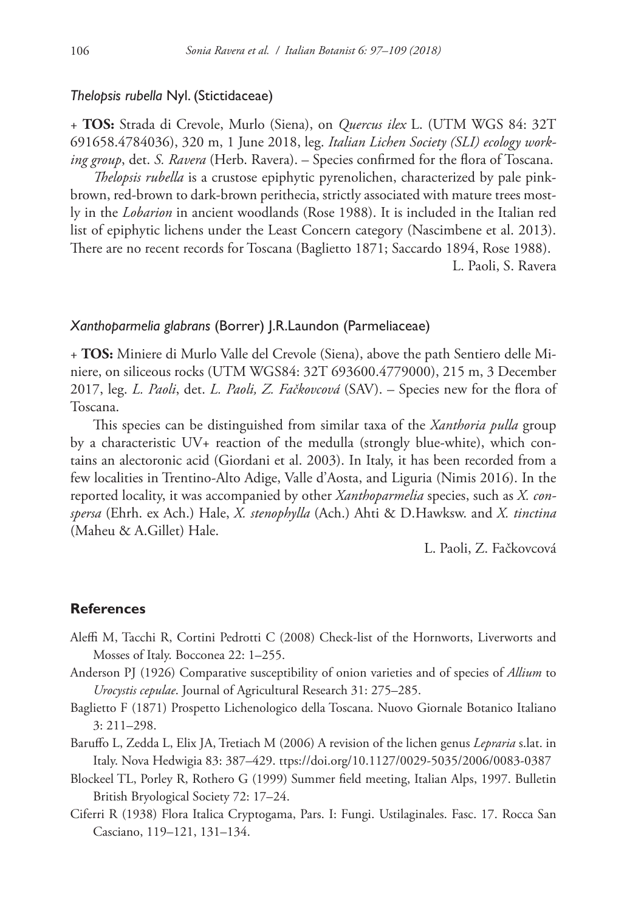*Thelopsis rubella* Nyl. (Stictidaceae)

+ **TOS:** Strada di Crevole, Murlo (Siena), on *Quercus ilex* L. (UTM WGS 84: 32T 691658.4784036), 320 m, 1 June 2018, leg. *Italian Lichen Society (SLI) ecology working group*, det. *S. Ravera* (Herb. Ravera). – Species confirmed for the flora of Toscana.

*Thelopsis rubella* is a crustose epiphytic pyrenolichen, characterized by pale pink-brown, red-brown to dark-brown perithecia, strictly associated with mature trees mostly in the *Lobarion* in ancient woodlands (Rose 1988). It is included in the Italian red list of epiphytic lichens under the Least Concern category (Nascimbene et al. 2013). There are no recent records for Toscana (Baglietto 1871; Saccardo 1894, Rose 1988).

L. Paoli, S. Ravera

*Xanthoparmelia glabrans* (Borrer) J.R.Laundon (Parmeliaceae)

+ **TOS:** Miniere di Murlo Valle del Crevole (Siena), above the path Sentiero delle Miniere, on siliceous rocks (UTM WGS84: 32T 693600.4779000), 215 m, 3 December 2017, leg. *L. Paoli*, det. *L. Paoli, Z. Fačkovcová* (SAV). – Species new for the flora of Toscana.

This species can be distinguished from similar taxa of the *Xanthoria pulla* group by a characteristic UV+ reaction of the medulla (strongly blue-white), which contains an alectoronic acid (Giordani et al. 2003). In Italy, it has been recorded from a few localities in Trentino-Alto Adige, Valle d'Aosta, and Liguria (Nimis 2016). In the reported locality, it was accompanied by other *Xanthoparmelia* species, such as *X. conspersa* (Ehrh. ex Ach.) Hale, *X. stenophylla* (Ach.) Ahti & D.Hawksw. and *X. tinctina* (Maheu & A.Gillet) Hale.

L. Paoli, Z. Fačkovcová

## References

Aleffi M, Tacchi R, Cortini Pedrotti C (2008) Check-list of the Hornworts, Liverworts and Mosses of Italy. Bocconea 22: 1–255.

Anderson PJ (1926) Comparative susceptibility of onion varieties and of species of *Allium* to *Urocystis cepulae*. Journal of Agricultural Research 31: 275–285.

Baglietto F (1871) Prospetto Lichenologico della Toscana. Nuovo Giornale Botanico Italiano 3: 211–298.

Baruffo L, Zedda L, Elix JA, Tretiach M (2006) A revision of the lichen genus *Lepraria* s.lat. in Italy. Nova Hedwigia 83: 387–429. ttps://doi.org/10.1127/0029-5035/2006/0083-0387

Blockeel TL, Porley R, Rothero G (1999) Summer field meeting, Italian Alps, 1997. Bulletin British Bryological Society 72: 17–24.

Ciferri R (1938) Flora Italica Cryptogama, Pars. I: Fungi. Ustilaginales. Fasc. 17. Rocca San Casciano, 119–121, 131–134.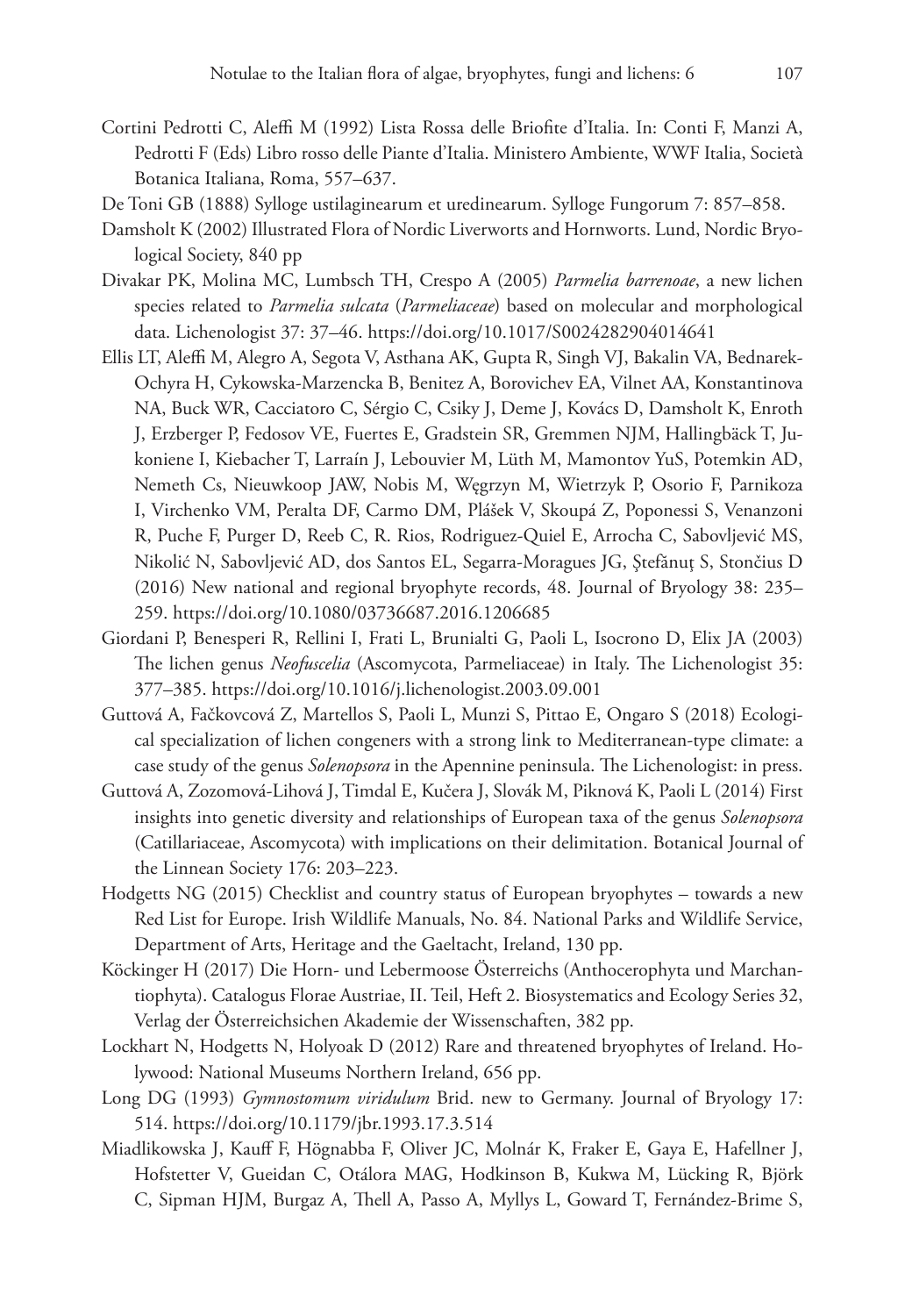Cortini Pedrotti C, Aleffi M (1992) Lista Rossa delle Briofite d'Italia. In: Conti F, Manzi A, Pedrotti F (Eds) Libro rosso delle Piante d'Italia. Ministero Ambiente, WWF Italia, Società Botanica Italiana, Roma, 557–637.

De Toni GB (1888) Sylloge ustilaginearum et uredinearum. Sylloge Fungorum 7: 857–858.

Damsholt K (2002) Illustrated Flora of Nordic Liverworts and Hornworts. Lund, Nordic Bryological Society, 840 pp

Divakar PK, Molina MC, Lumbsch TH, Crespo A (2005) *Parmelia barrenoae*, a new lichen species related to *Parmelia sulcata* (*Parmeliaceae*) based on molecular and morphological data. Lichenologist 37: 37–46. https://doi.org/10.1017/S0024282904014641

Ellis LT, Aleffi M, Alegro A, Segota V, Asthana AK, Gupta R, Singh VJ, Bakalin VA, Bednarek-Ochyra H, Cykowska-Marzencka B, Benitez A, Borovichev EA, Vilnet AA, Konstantinova NA, Buck WR, Cacciatoro C, Sérgio C, Csiky J, Deme J, Kovács D, Damsholt K, Enroth J, Erzberger P, Fedosov VE, Fuertes E, Gradstein SR, Gremmen NJM, Hallingbäck T, Jukoniene I, Kiebacher T, Larraín J, Lebouvier M, Lüth M, Mamontov YuS, Potemkin AD, Nemeth Cs, Nieuwkoop JAW, Nobis M, Węgrzyn M, Wietrzyk P, Osorio F, Parnikoza I, Virchenko VM, Peralta DF, Carmo DM, Plášek V, Skoupá Z, Poponessi S, Venanzoni R, Puche F, Purger D, Reeb C, R. Rios, Rodriguez-Quiel E, Arrocha C, Sabovljević MS, Nikolić N, Sabovljević AD, dos Santos EL, Segarra-Moragues JG, Ştefănuţ S, Stončius D (2016) New national and regional bryophyte records, 48. Journal of Bryology 38: 235–259. https://doi.org/10.1080/03736687.2016.1206685

Giordani P, Benesperi R, Rellini I, Frati L, Brunialti G, Paoli L, Isocrono D, Elix JA (2003) The lichen genus *Neofuscelia* (Ascomycota, Parmeliaceae) in Italy. The Lichenologist 35: 377–385. https://doi.org/10.1016/j.lichenologist.2003.09.001

Guttová A, Fačkovcová Z, Martellos S, Paoli L, Munzi S, Pittao E, Ongaro S (2018) Ecological specialization of lichen congeners with a strong link to Mediterranean-type climate: a case study of the genus *Solenopsora* in the Apennine peninsula. The Lichenologist: in press.

Guttová A, Zozomová-Lihová J, Timdal E, Kučera J, Slovák M, Piknová K, Paoli L (2014) First insights into genetic diversity and relationships of European taxa of the genus *Solenopsora* (Catillariaceae, Ascomycota) with implications on their delimitation. Botanical Journal of the Linnean Society 176: 203–223.

Hodgetts NG (2015) Checklist and country status of European bryophytes – towards a new Red List for Europe. Irish Wildlife Manuals, No. 84. National Parks and Wildlife Service, Department of Arts, Heritage and the Gaeltacht, Ireland, 130 pp.

Köckinger H (2017) Die Horn- und Lebermoose Österreichs (Anthocerophyta und Marchantiophyta). Catalogus Florae Austriae, II. Teil, Heft 2. Biosystematics and Ecology Series 32, Verlag der Österreichsichen Akademie der Wissenschaften, 382 pp.

Lockhart N, Hodgetts N, Holyoak D (2012) Rare and threatened bryophytes of Ireland. Holywood: National Museums Northern Ireland, 656 pp.

Long DG (1993) *Gymnostomum viridulum* Brid. new to Germany. Journal of Bryology 17: 514. https://doi.org/10.1179/jbr.1993.17.3.514

Miadlikowska J, Kauff F, Högnabba F, Oliver JC, Molnár K, Fraker E, Gaya E, Hafellner J, Hofstetter V, Gueidan C, Otálora MAG, Hodkinson B, Kukwa M, Lücking R, Björk C, Sipman HJM, Burgaz A, Thell A, Passo A, Myllys L, Goward T, Fernández-Brime S,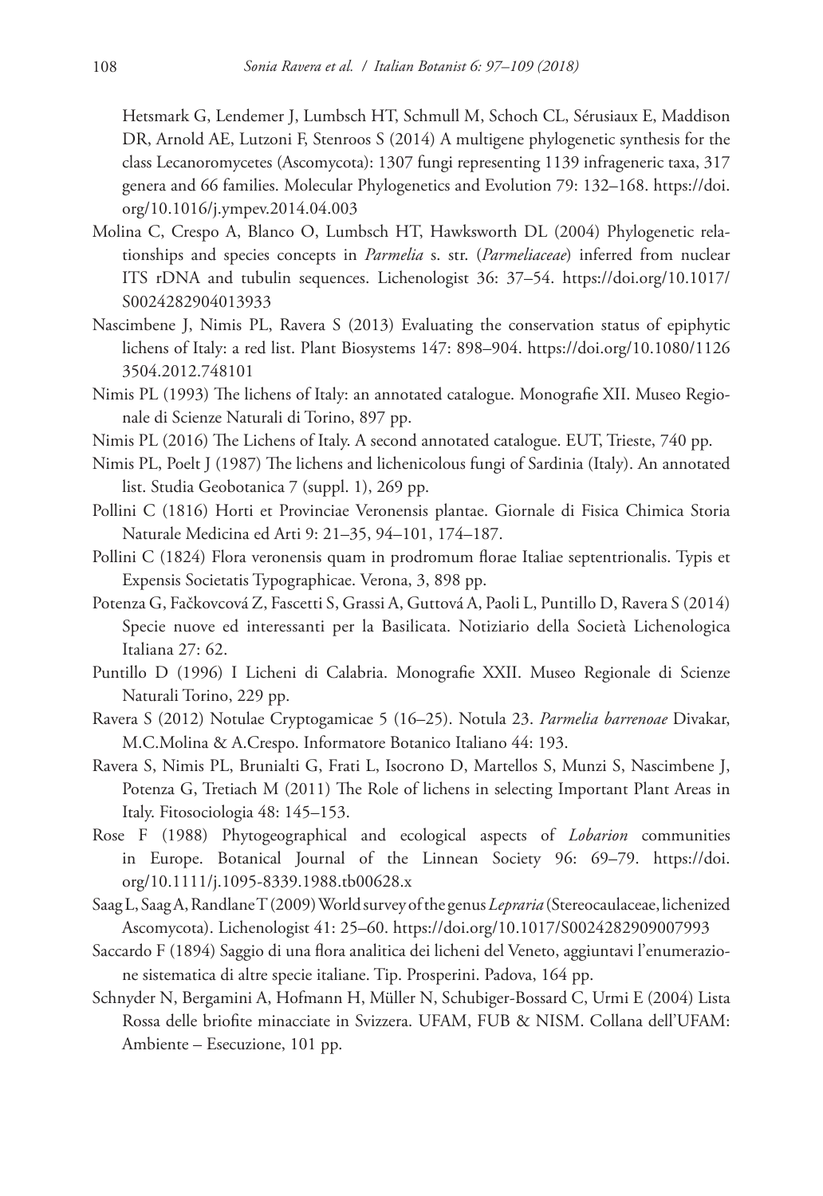Hetsmark G, Lendemer J, Lumbsch HT, Schmull M, Schoch CL, Sérusiaux E, Maddison DR, Arnold AE, Lutzoni F, Stenroos S (2014) A multigene phylogenetic synthesis for the class Lecanoromycetes (Ascomycota): 1307 fungi representing 1139 infrageneric taxa, 317 genera and 66 families. Molecular Phylogenetics and Evolution 79: 132–168. https://doi.org/10.1016/j.ympev.2014.04.003

Molina C, Crespo A, Blanco O, Lumbsch HT, Hawksworth DL (2004) Phylogenetic relationships and species concepts in *Parmelia* s. str. (*Parmeliaceae*) inferred from nuclear ITS rDNA and tubulin sequences. Lichenologist 36: 37–54. https://doi.org/10.1017/S0024282904013933

Nascimbene J, Nimis PL, Ravera S (2013) Evaluating the conservation status of epiphytic lichens of Italy: a red list. Plant Biosystems 147: 898–904. https://doi.org/10.1080/11263504.2012.748101

Nimis PL (1993) The lichens of Italy: an annotated catalogue. Monografie XII. Museo Regionale di Scienze Naturali di Torino, 897 pp.

Nimis PL (2016) The Lichens of Italy. A second annotated catalogue. EUT, Trieste, 740 pp.

Nimis PL, Poelt J (1987) The lichens and lichenicolous fungi of Sardinia (Italy). An annotated list. Studia Geobotanica 7 (suppl. 1), 269 pp.

Pollini C (1816) Horti et Provinciae Veronensis plantae. Giornale di Fisica Chimica Storia Naturale Medicina ed Arti 9: 21–35, 94–101, 174–187.

Pollini C (1824) Flora veronensis quam in prodromum florae Italiae septentrionalis. Typis et Expensis Societatis Typographicae. Verona, 3, 898 pp.

Potenza G, Fačkovcová Z, Fascetti S, Grassi A, Guttová A, Paoli L, Puntillo D, Ravera S (2014) Specie nuove ed interessanti per la Basilicata. Notiziario della Società Lichenologica Italiana 27: 62.

Puntillo D (1996) I Licheni di Calabria. Monografie XXII. Museo Regionale di Scienze Naturali Torino, 229 pp.

Ravera S (2012) Notulae Cryptogamicae 5 (16–25). Notula 23. *Parmelia barrenoae* Divakar, M.C.Molina & A.Crespo. Informatore Botanico Italiano 44: 193.

Ravera S, Nimis PL, Brunialti G, Frati L, Isocrono D, Martellos S, Munzi S, Nascimbene J, Potenza G, Tretiach M (2011) The Role of lichens in selecting Important Plant Areas in Italy. Fitosociologia 48: 145–153.

Rose F (1988) Phytogeographical and ecological aspects of *Lobarion* communities in Europe. Botanical Journal of the Linnean Society 96: 69–79. https://doi.org/10.1111/j.1095-8339.1988.tb00628.x

Saag L, Saag A, Randlane T (2009) World survey of the genus *Lepraria* (Stereocaulaceae, lichenized Ascomycota). Lichenologist 41: 25–60. https://doi.org/10.1017/S0024282909007993

Saccardo F (1894) Saggio di una flora analitica dei licheni del Veneto, aggiuntavi l'enumerazione sistematica di altre specie italiane. Tip. Prosperini. Padova, 164 pp.

Schnyder N, Bergamini A, Hofmann H, Müller N, Schubiger-Bossard C, Urmi E (2004) Lista Rossa delle briofite minacciate in Svizzera. UFAM, FUB & NISM. Collana dell'UFAM: Ambiente – Esecuzione, 101 pp.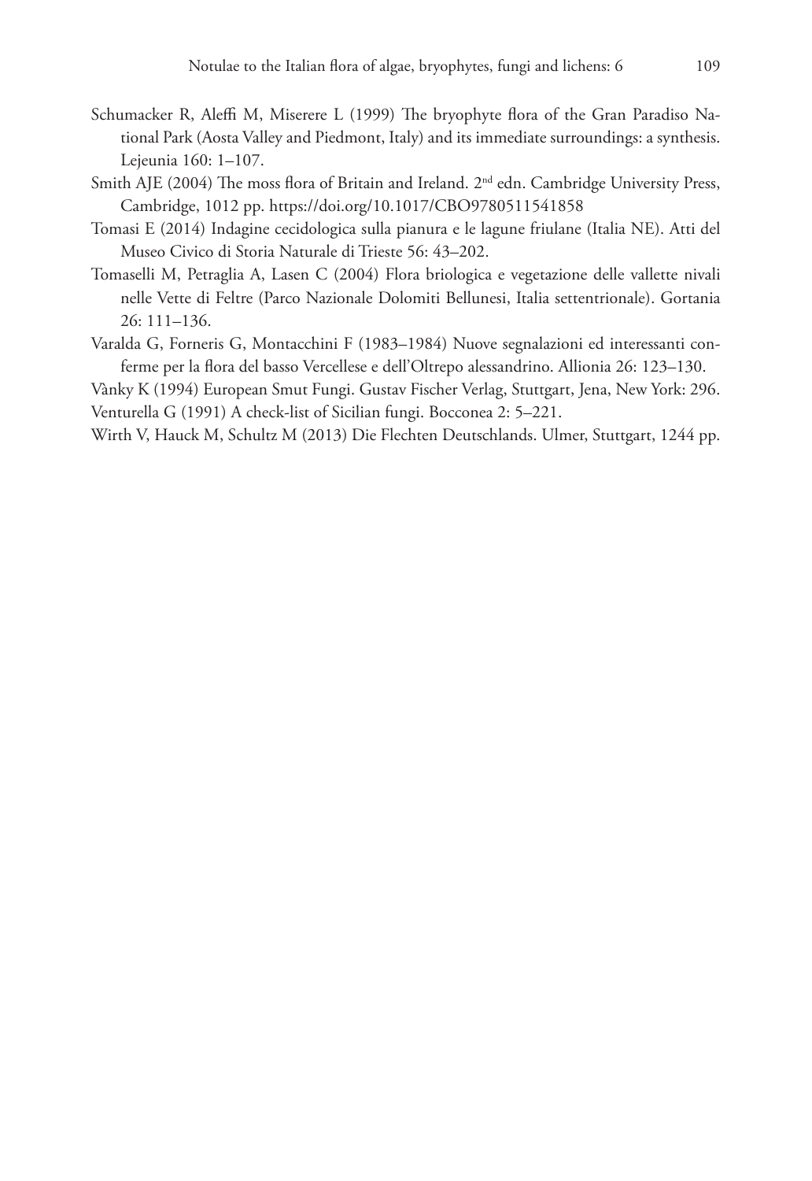Schumacker R, Aleffi M, Miserere L (1999) The bryophyte flora of the Gran Paradiso National Park (Aosta Valley and Piedmont, Italy) and its immediate surroundings: a synthesis. Lejeunia 160: 1–107.

Smith AJE (2004) The moss flora of Britain and Ireland. 2nd edn. Cambridge University Press, Cambridge, 1012 pp. https://doi.org/10.1017/CBO9780511541858

Tomasi E (2014) Indagine cecidologica sulla pianura e le lagune friulane (Italia NE). Atti del Museo Civico di Storia Naturale di Trieste 56: 43–202.

Tomaselli M, Petraglia A, Lasen C (2004) Flora briologica e vegetazione delle vallette nivali nelle Vette di Feltre (Parco Nazionale Dolomiti Bellunesi, Italia settentrionale). Gortania 26: 111–136.

Varalda G, Forneris G, Montacchini F (1983–1984) Nuove segnalazioni ed interessanti conferme per la flora del basso Vercellese e dell'Oltrepo alessandrino. Allionia 26: 123–130.

Vànky K (1994) European Smut Fungi. Gustav Fischer Verlag, Stuttgart, Jena, New York: 296.

Venturella G (1991) A check-list of Sicilian fungi. Bocconea 2: 5–221.

Wirth V, Hauck M, Schultz M (2013) Die Flechten Deutschlands. Ulmer, Stuttgart, 1244 pp.